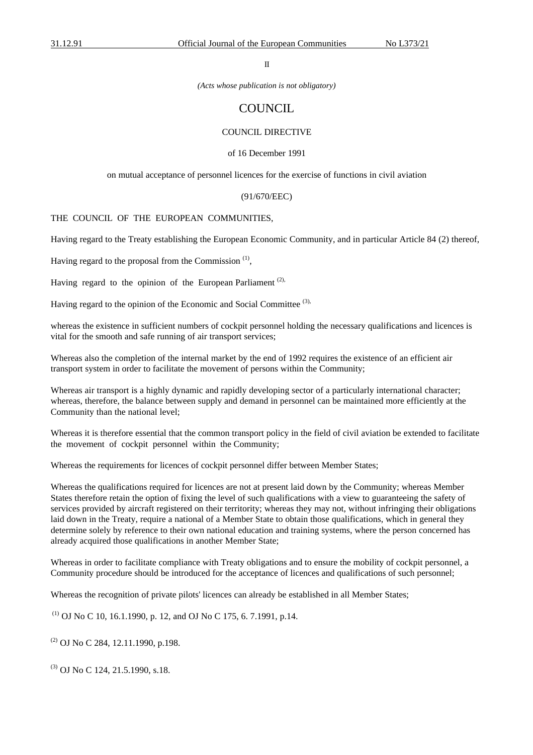II

*(Acts whose publication is not obligatory)*

# COUNCIL

## COUNCIL DIRECTIVE

of 16 December 1991

on mutual acceptance of personnel licences for the exercise of functions in civil aviation

(91/670/EEC)

THE COUNCIL OF THE EUROPEAN COMMUNITIES,

Having regard to the Treaty establishing the European Economic Community, and in particular Article 84 (2) thereof,

Having regard to the proposal from the Commission [(1)],

Having regard to the opinion of the European Parliament [(2)],

Having regard to the opinion of the Economic and Social Committee [(3)],

whereas the existence in sufficient numbers of cockpit personnel holding the necessary qualifications and licences is vital for the smooth and safe running of air transport services;

Whereas also the completion of the internal market by the end of 1992 requires the existence of an efficient air transport system in order to facilitate the movement of persons within the Community;

Whereas air transport is a highly dynamic and rapidly developing sector of a particularly international character; whereas, therefore, the balance between supply and demand in personnel can be maintained more efficiently at the Community than the national level;

Whereas it is therefore essential that the common transport policy in the field of civil aviation be extended to facilitate the movement of cockpit personnel within the Community;

Whereas the requirements for licences of cockpit personnel differ between Member States;

Whereas the qualifications required for licences are not at present laid down by the Community; whereas Member States therefore retain the option of fixing the level of such qualifications with a view to guaranteeing the safety of services provided by aircraft registered on their territory; whereas they may not, without infringing their obligations laid down in the Treaty, require a national of a Member State to obtain those qualifications, which in general they determine solely by reference to their own national education and training systems, where the person concerned has already acquired those qualifications in another Member State;

Whereas in order to facilitate compliance with Treaty obligations and to ensure the mobility of cockpit personnel, a Community procedure should be introduced for the acceptance of licences and qualifications of such personnel;

Whereas the recognition of private pilots' licences can already be established in all Member States;

[(1)] OJ No C 10, 16.1.1990, p. 12, and OJ No C 175, 6. 7.1991, p.14.

[(2)] OJ No C 284, 12.11.1990, p.198.

[(3)] OJ No C 124, 21.5.1990, s.18.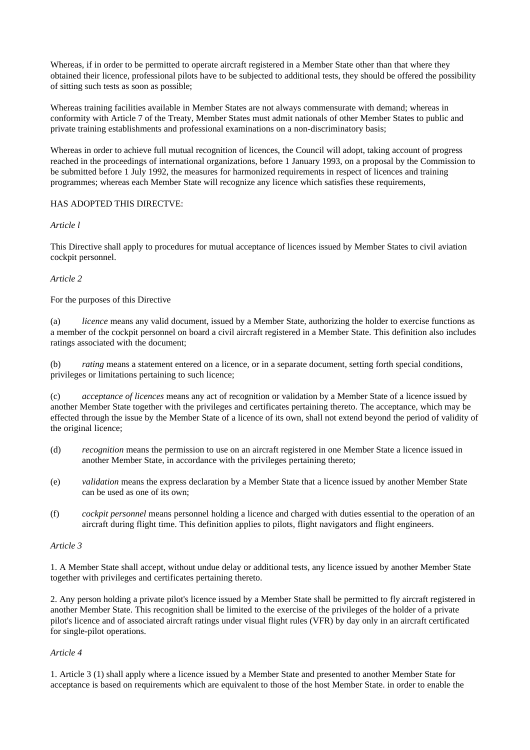Whereas, if in order to be permitted to operate aircraft registered in a Member State other than that where they obtained their licence, professional pilots have to be subjected to additional tests, they should be offered the possibility of sitting such tests as soon as possible;

Whereas training facilities available in Member States are not always commensurate with demand; whereas in conformity with Article 7 of the Treaty, Member States must admit nationals of other Member States to public and private training establishments and professional examinations on a non-discriminatory basis;

Whereas in order to achieve full mutual recognition of licences, the Council will adopt, taking account of progress reached in the proceedings of international organizations, before 1 January 1993, on a proposal by the Commission to be submitted before 1 July 1992, the measures for harmonized requirements in respect of licences and training programmes; whereas each Member State will recognize any licence which satisfies these requirements,

HAS ADOPTED THIS DIRECTVE:

*Article l*

This Directive shall apply to procedures for mutual acceptance of licences issued by Member States to civil aviation cockpit personnel.

*Article 2*

For the purposes of this Directive

(a) *licence* means any valid document, issued by a Member State, authorizing the holder to exercise functions as a member of the cockpit personnel on board a civil aircraft registered in a Member State. This definition also includes ratings associated with the document;

(b) *rating* means a statement entered on a licence, or in a separate document, setting forth special conditions, privileges or limitations pertaining to such licence;

(c) *acceptance of licences* means any act of recognition or validation by a Member State of a licence issued by another Member State together with the privileges and certificates pertaining thereto. The acceptance, which may be effected through the issue by the Member State of a licence of its own, shall not extend beyond the period of validity of the original licence;

(d) *recognition* means the permission to use on an aircraft registered in one Member State a licence issued in another Member State, in accordance with the privileges pertaining thereto;

(e) *validation* means the express declaration by a Member State that a licence issued by another Member State can be used as one of its own;

(f) *cockpit personnel* means personnel holding a licence and charged with duties essential to the operation of an aircraft during flight time. This definition applies to pilots, flight navigators and flight engineers.

*Article 3*

1. A Member State shall accept, without undue delay or additional tests, any licence issued by another Member State together with privileges and certificates pertaining thereto.

2. Any person holding a private pilot's licence issued by a Member State shall be permitted to fly aircraft registered in another Member State. This recognition shall be limited to the exercise of the privileges of the holder of a private pilot's licence and of associated aircraft ratings under visual flight rules (VFR) by day only in an aircraft certificated for single-pilot operations.

*Article 4*

1. Article 3 (1) shall apply where a licence issued by a Member State and presented to another Member State for acceptance is based on requirements which are equivalent to those of the host Member State. in order to enable the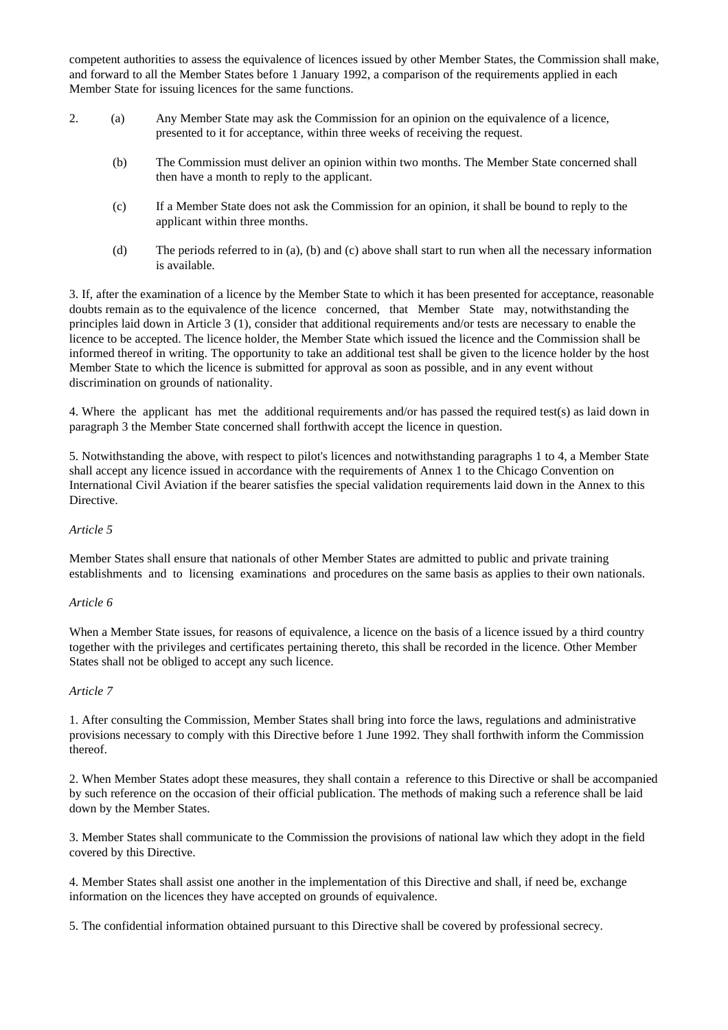competent authorities to assess the equivalence of licences issued by other Member States, the Commission shall make, and forward to all the Member States before 1 January 1992, a comparison of the requirements applied in each Member State for issuing licences for the same functions.

2. (a) Any Member State may ask the Commission for an opinion on the equivalence of a licence, presented to it for acceptance, within three weeks of receiving the request.

   (b) The Commission must deliver an opinion within two months. The Member State concerned shall then have a month to reply to the applicant.

   (c) If a Member State does not ask the Commission for an opinion, it shall be bound to reply to the applicant within three months.

   (d) The periods referred to in (a), (b) and (c) above shall start to run when all the necessary information is available.

3. If, after the examination of a licence by the Member State to which it has been presented for acceptance, reasonable doubts remain as to the equivalence of the licence concerned, that Member State may, notwithstanding the principles laid down in Article 3 (1), consider that additional requirements and/or tests are necessary to enable the licence to be accepted. The licence holder, the Member State which issued the licence and the Commission shall be informed thereof in writing. The opportunity to take an additional test shall be given to the licence holder by the host Member State to which the licence is submitted for approval as soon as possible, and in any event without discrimination on grounds of nationality.

4. Where the applicant has met the additional requirements and/or has passed the required test(s) as laid down in paragraph 3 the Member State concerned shall forthwith accept the licence in question.

5. Notwithstanding the above, with respect to pilot's licences and notwithstanding paragraphs 1 to 4, a Member State shall accept any licence issued in accordance with the requirements of Annex 1 to the Chicago Convention on International Civil Aviation if the bearer satisfies the special validation requirements laid down in the Annex to this Directive.

*Article 5*

Member States shall ensure that nationals of other Member States are admitted to public and private training establishments and to licensing examinations and procedures on the same basis as applies to their own nationals.

*Article 6*

When a Member State issues, for reasons of equivalence, a licence on the basis of a licence issued by a third country together with the privileges and certificates pertaining thereto, this shall be recorded in the licence. Other Member States shall not be obliged to accept any such licence.

*Article 7*

1. After consulting the Commission, Member States shall bring into force the laws, regulations and administrative provisions necessary to comply with this Directive before 1 June 1992. They shall forthwith inform the Commission thereof.

2. When Member States adopt these measures, they shall contain a reference to this Directive or shall be accompanied by such reference on the occasion of their official publication. The methods of making such a reference shall be laid down by the Member States.

3. Member States shall communicate to the Commission the provisions of national law which they adopt in the field covered by this Directive.

4. Member States shall assist one another in the implementation of this Directive and shall, if need be, exchange information on the licences they have accepted on grounds of equivalence.

5. The confidential information obtained pursuant to this Directive shall be covered by professional secrecy.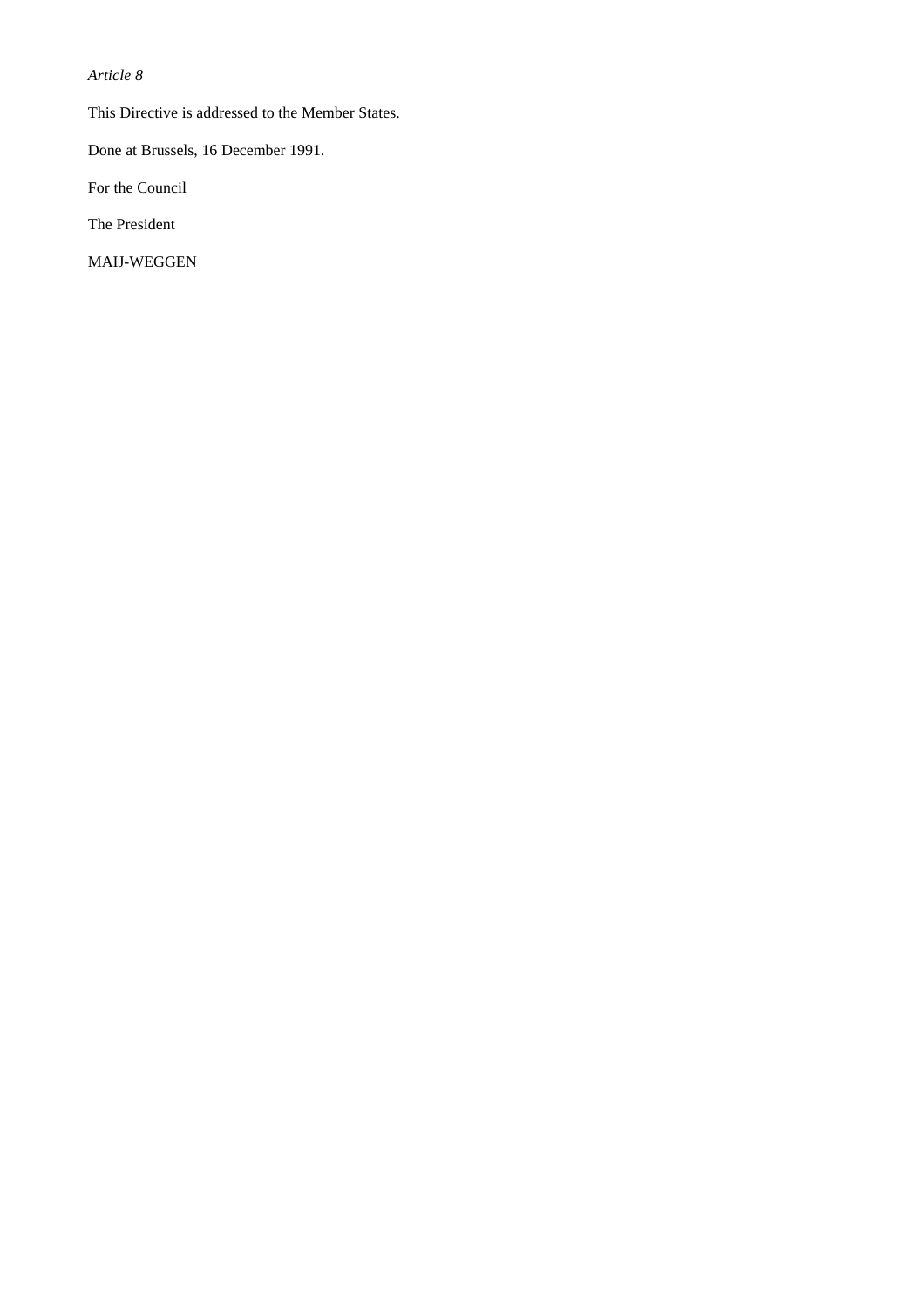*Article 8*

This Directive is addressed to the Member States.

Done at Brussels, 16 December 1991.

For the Council

The President

MAIJ-WEGGEN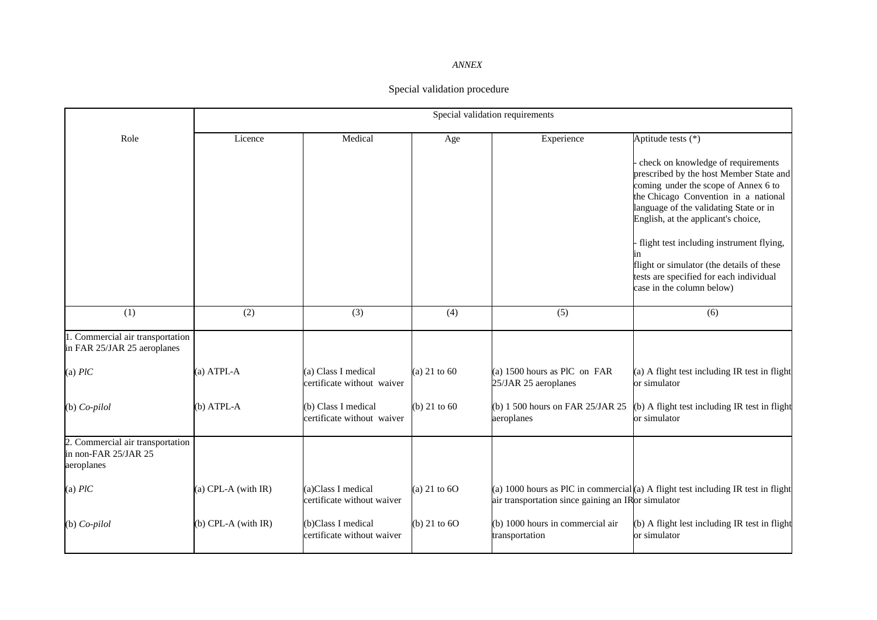*ANNEX*

Special validation procedure

| Role | Special validation requirements | | | | |
|---|---|---|---|---|---|
| | Licence | Medical | Age | Experience | Aptitude tests (*)<br><br>- check on knowledge of requirements prescribed by the host Member State and coming under the scope of Annex 6 to the Chicago Convention in a national language of the validating State or in English, at the applicant's choice,<br><br>- flight test including instrument flying, in flight or simulator (the details of these tests are specified for each individual case in the column below) |
| (1) | (2) | (3) | (4) | (5) | (6) |
| 1. Commercial air transportation in FAR 25/JAR 25 aeroplanes | | | | | |
| (a) *PlC* | (a) ATPL-A | (a) Class I medical certificate without waiver | (a) 21 to 60 | (a) 1500 hours as PlC on FAR 25/JAR 25 aeroplanes | (a) A flight test including IR test in flight or simulator |
| (b) *Co-pilol* | (b) ATPL-A | (b) Class I medical certificate without waiver | (b) 21 to 60 | (b) 1 500 hours on FAR 25/JAR 25 aeroplanes | (b) A flight test including IR test in flight or simulator |
| 2. Commercial air transportation in non-FAR 25/JAR 25 aeroplanes | | | | | |
| (a) *PlC* | (a) CPL-A (with IR) | (a)Class I medical certificate without waiver | (a) 21 to 6O | (a) 1000 hours as PlC in commercial air transportation since gaining an IR | (a) A flight test including IR test in flight or simulator |
| (b) *Co-pilol* | (b) CPL-A (with IR) | (b)Class I medical certificate without waiver | (b) 21 to 6O | (b) 1000 hours in commercial air transportation | (b) A flight lest including IR test in flight or simulator |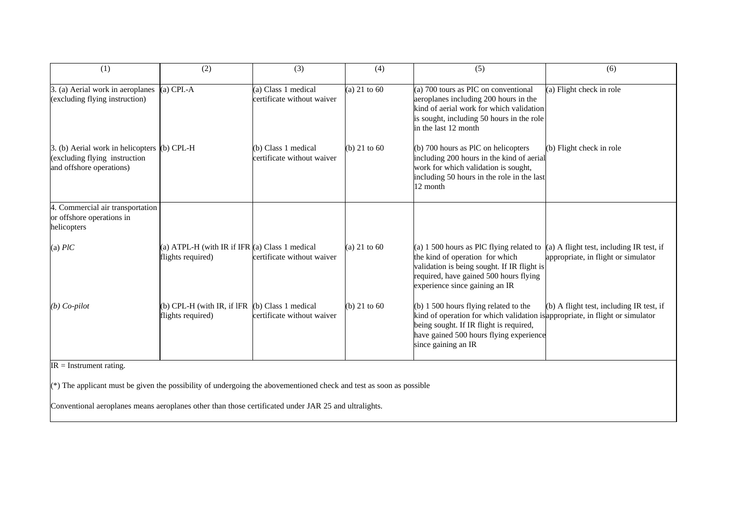| (1) | (2) | (3) | (4) | (5) | (6) |
|---|---|---|---|---|---|
| 3. (a) Aerial work in aeroplanes (excluding flying instruction) | (a) CPL-A | (a) Class 1 medical certificate without waiver | (a) 21 to 60 | (a) 700 tours as PIC on conventional aeroplanes including 200 hours in the kind of aerial work for which validation is sought, including 50 hours in the role in the last 12 month | (a) Flight check in role |
| 3. (b) Aerial work in helicopters (excluding flying instruction and offshore operations) | (b) CPL-H | (b) Class 1 medical certificate without waiver | (b) 21 to 60 | (b) 700 hours as PlC on helicopters including 200 hours in the kind of aerial work for which validation is sought, including 50 hours in the role in the last 12 month | (b) Flight check in role |
| 4. Commercial air transportation or offshore operations in helicopters | | | | | |
| (a) *PlC* | (a) ATPL-H (with IR if IFR flights required) | (a) Class 1 medical certificate without waiver | (a) 21 to 60 | (a) 1 500 hours as PlC flying related to the kind of operation for which validation is being sought. If IR flight is required, have gained 500 hours flying experience since gaining an IR | (a) A flight test, including IR test, if appropriate, in flight or simulator |
| *(b) Co-pilot* | (b) CPL-H (with IR, if lFR flights required) | (b) Class 1 medical certificate without waiver | (b) 21 to 60 | (b) 1 500 hours flying related to the kind of operation for which validation is being sought. If IR flight is required, have gained 500 hours flying experience since gaining an IR | (b) A flight test, including IR test, if appropriate, in flight or simulator |

IR = Instrument rating.

(*) The applicant must be given the possibility of undergoing the abovementioned check and test as soon as possible

Conventional aeroplanes means aeroplanes other than those certificated under JAR 25 and ultralights.